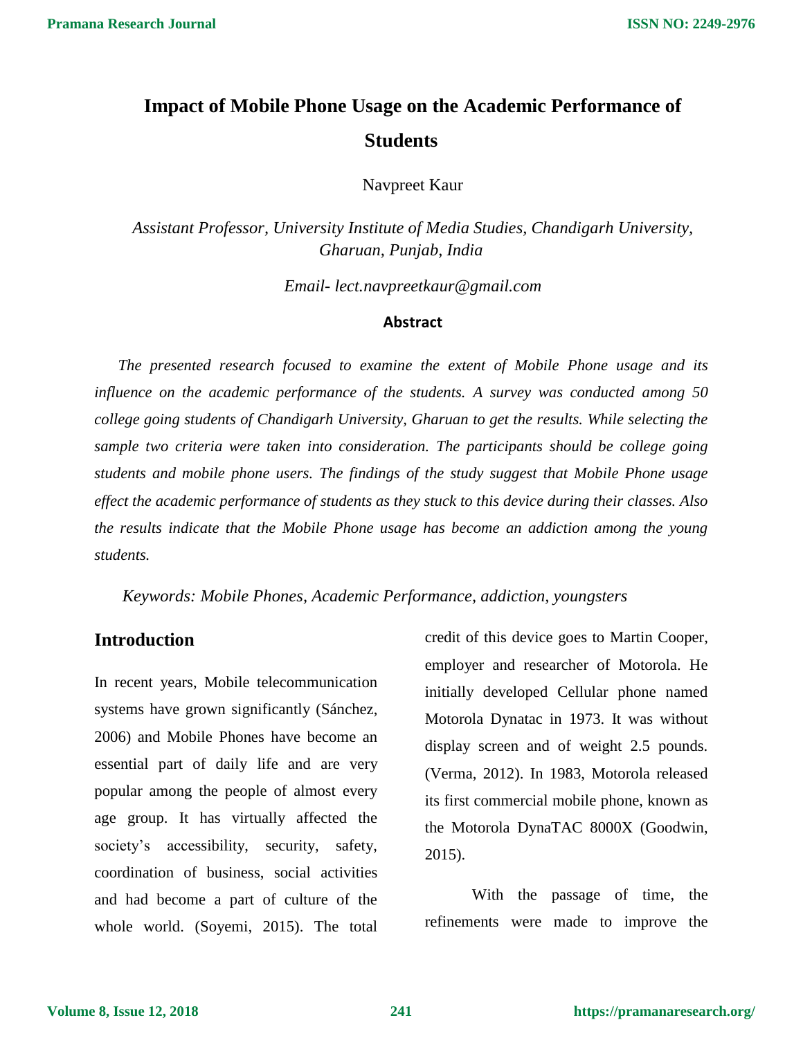# Impact of Mobile Phone Usage on the Academic Performance of Students

Navpreet Kaur

*Assistant Professor, University Institute of Media Studies, Chandigarh University, Gharuan, Punjab, India*

*Email- lect.navpreetkaur@gmail.com*

## Abstract

*The presented research focused to examine the extent of Mobile Phone usage and its influence on the academic performance of the students. A survey was conducted among 50 college going students of Chandigarh University, Gharuan to get the results. While selecting the sample two criteria were taken into consideration. The participants should be college going students and mobile phone users. The findings of the study suggest that Mobile Phone usage effect the academic performance of students as they stuck to this device during their classes. Also the results indicate that the Mobile Phone usage has become an addiction among the young students.*

*Keywords: Mobile Phones, Academic Performance, addiction, youngsters*

## Introduction

In recent years, Mobile telecommunication systems have grown significantly (Sánchez, 2006) and Mobile Phones have become an essential part of daily life and are very popular among the people of almost every age group. It has virtually affected the society's accessibility, security, safety, coordination of business, social activities and had become a part of culture of the whole world. (Soyemi, 2015). The total credit of this device goes to Martin Cooper, employer and researcher of Motorola. He initially developed Cellular phone named Motorola Dynatac in 1973. It was without display screen and of weight 2.5 pounds. (Verma, 2012). In 1983, Motorola released its first commercial mobile phone, known as the Motorola DynaTAC 8000X (Goodwin, 2015).

With the passage of time, the refinements were made to improve the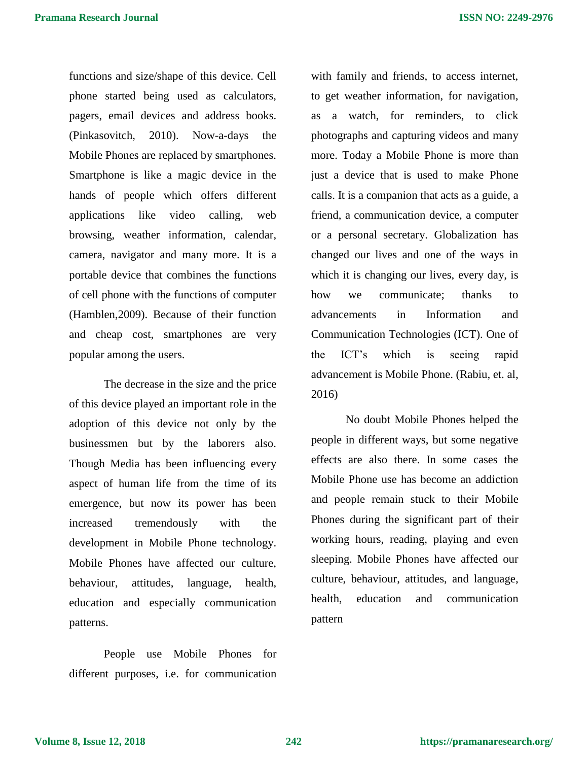functions and size/shape of this device. Cell phone started being used as calculators, pagers, email devices and address books. (Pinkasovitch, 2010). Now-a-days the Mobile Phones are replaced by smartphones. Smartphone is like a magic device in the hands of people which offers different applications like video calling, web browsing, weather information, calendar, camera, navigator and many more. It is a portable device that combines the functions of cell phone with the functions of computer (Hamblen,2009). Because of their function and cheap cost, smartphones are very popular among the users.

The decrease in the size and the price of this device played an important role in the adoption of this device not only by the businessmen but by the laborers also. Though Media has been influencing every aspect of human life from the time of its emergence, but now its power has been increased tremendously with the development in Mobile Phone technology. Mobile Phones have affected our culture, behaviour, attitudes, language, health, education and especially communication patterns.

People use Mobile Phones for different purposes, i.e. for communication with family and friends, to access internet, to get weather information, for navigation, as a watch, for reminders, to click photographs and capturing videos and many more. Today a Mobile Phone is more than just a device that is used to make Phone calls. It is a companion that acts as a guide, a friend, a communication device, a computer or a personal secretary. Globalization has changed our lives and one of the ways in which it is changing our lives, every day, is how we communicate; thanks to advancements in Information and Communication Technologies (ICT). One of the ICT's which is seeing rapid advancement is Mobile Phone. (Rabiu, et. al, 2016)

No doubt Mobile Phones helped the people in different ways, but some negative effects are also there. In some cases the Mobile Phone use has become an addiction and people remain stuck to their Mobile Phones during the significant part of their working hours, reading, playing and even sleeping. Mobile Phones have affected our culture, behaviour, attitudes, and language, health, education and communication pattern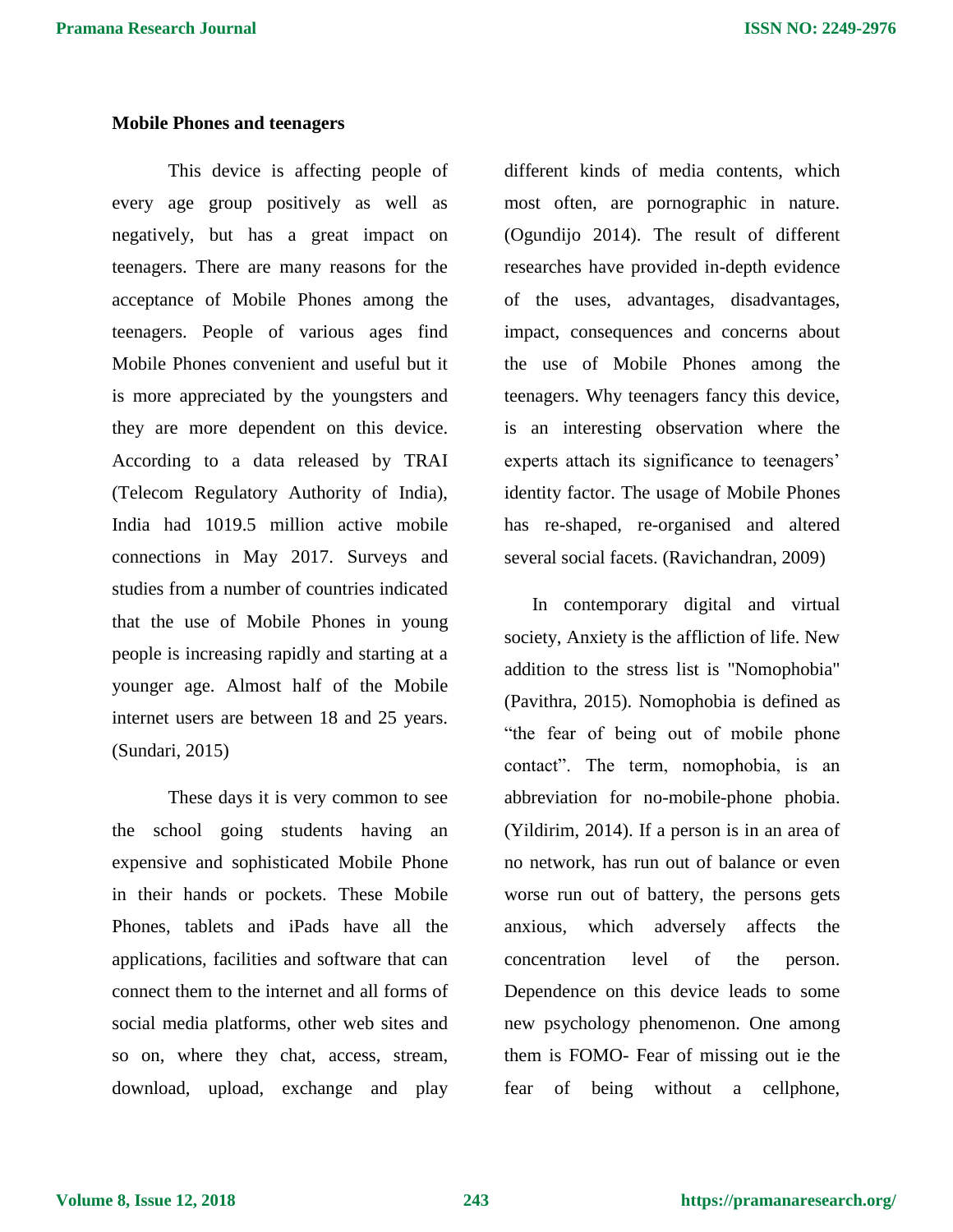**Mobile Phones and teenagers**

This device is affecting people of every age group positively as well as negatively, but has a great impact on teenagers. There are many reasons for the acceptance of Mobile Phones among the teenagers. People of various ages find Mobile Phones convenient and useful but it is more appreciated by the youngsters and they are more dependent on this device. According to a data released by TRAI (Telecom Regulatory Authority of India), India had 1019.5 million active mobile connections in May 2017. Surveys and studies from a number of countries indicated that the use of Mobile Phones in young people is increasing rapidly and starting at a younger age. Almost half of the Mobile internet users are between 18 and 25 years. (Sundari, 2015)

These days it is very common to see the school going students having an expensive and sophisticated Mobile Phone in their hands or pockets. These Mobile Phones, tablets and iPads have all the applications, facilities and software that can connect them to the internet and all forms of social media platforms, other web sites and so on, where they chat, access, stream, download, upload, exchange and play different kinds of media contents, which most often, are pornographic in nature. (Ogundijo 2014). The result of different researches have provided in-depth evidence of the uses, advantages, disadvantages, impact, consequences and concerns about the use of Mobile Phones among the teenagers. Why teenagers fancy this device, is an interesting observation where the experts attach its significance to teenagers' identity factor. The usage of Mobile Phones has re-shaped, re-organised and altered several social facets. (Ravichandran, 2009)

In contemporary digital and virtual society, Anxiety is the affliction of life. New addition to the stress list is "Nomophobia" (Pavithra, 2015). Nomophobia is defined as "the fear of being out of mobile phone contact". The term, nomophobia, is an abbreviation for no-mobile-phone phobia. (Yildirim, 2014). If a person is in an area of no network, has run out of balance or even worse run out of battery, the persons gets anxious, which adversely affects the concentration level of the person. Dependence on this device leads to some new psychology phenomenon. One among them is FOMO- Fear of missing out ie the fear of being without a cellphone,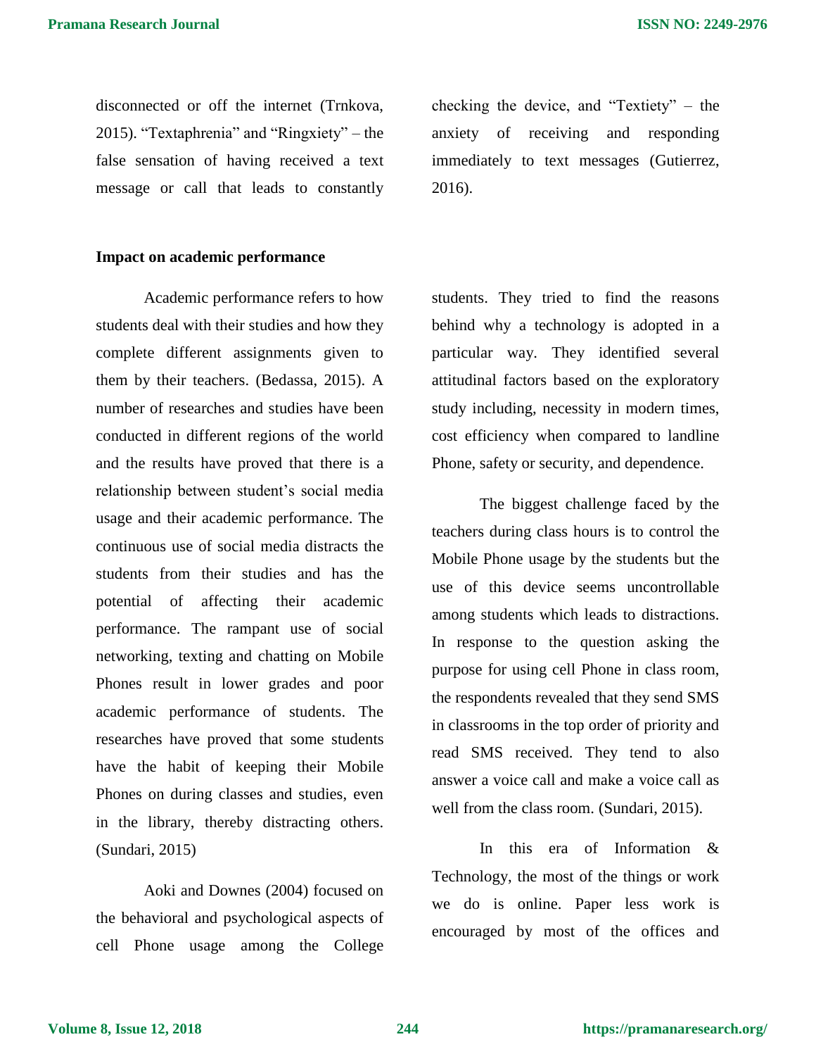disconnected or off the internet (Trnkova, 2015). "Textaphrenia" and "Ringxiety" – the false sensation of having received a text message or call that leads to constantly checking the device, and "Textiety" – the anxiety of receiving and responding immediately to text messages (Gutierrez, 2016).

**Impact on academic performance**

Academic performance refers to how students deal with their studies and how they complete different assignments given to them by their teachers. (Bedassa, 2015). A number of researches and studies have been conducted in different regions of the world and the results have proved that there is a relationship between student's social media usage and their academic performance. The continuous use of social media distracts the students from their studies and has the potential of affecting their academic performance. The rampant use of social networking, texting and chatting on Mobile Phones result in lower grades and poor academic performance of students. The researches have proved that some students have the habit of keeping their Mobile Phones on during classes and studies, even in the library, thereby distracting others. (Sundari, 2015)

Aoki and Downes (2004) focused on the behavioral and psychological aspects of cell Phone usage among the College students. They tried to find the reasons behind why a technology is adopted in a particular way. They identified several attitudinal factors based on the exploratory study including, necessity in modern times, cost efficiency when compared to landline Phone, safety or security, and dependence.

The biggest challenge faced by the teachers during class hours is to control the Mobile Phone usage by the students but the use of this device seems uncontrollable among students which leads to distractions. In response to the question asking the purpose for using cell Phone in class room, the respondents revealed that they send SMS in classrooms in the top order of priority and read SMS received. They tend to also answer a voice call and make a voice call as well from the class room. (Sundari, 2015).

In this era of Information & Technology, the most of the things or work we do is online. Paper less work is encouraged by most of the offices and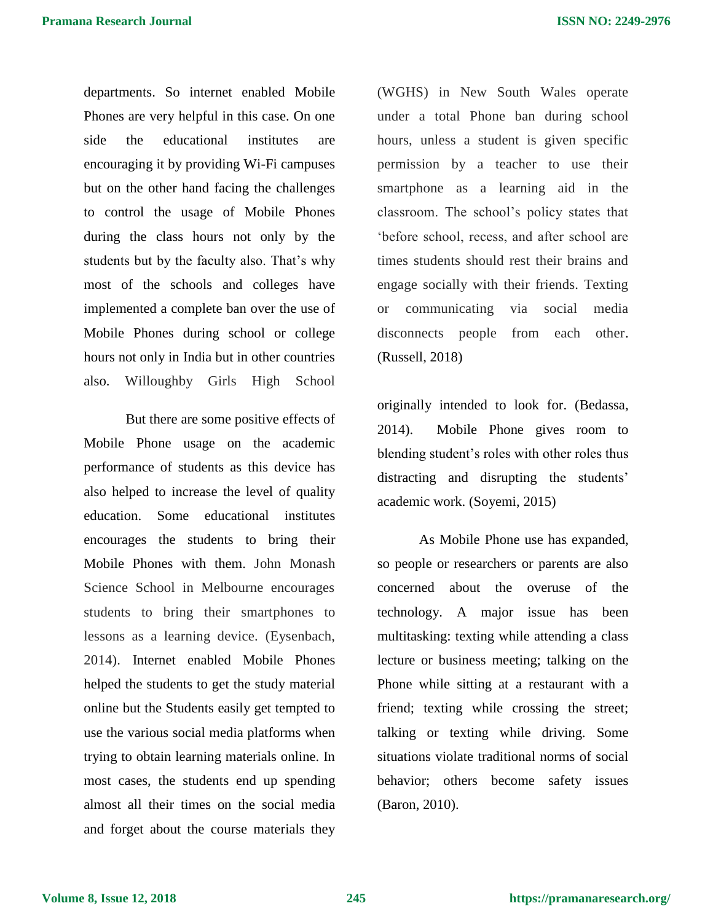departments. So internet enabled Mobile Phones are very helpful in this case. On one side the educational institutes are encouraging it by providing Wi-Fi campuses but on the other hand facing the challenges to control the usage of Mobile Phones during the class hours not only by the students but by the faculty also. That's why most of the schools and colleges have implemented a complete ban over the use of Mobile Phones during school or college hours not only in India but in other countries also. Willoughby Girls High School (WGHS) in New South Wales operate under a total Phone ban during school hours, unless a student is given specific permission by a teacher to use their smartphone as a learning aid in the classroom. The school's policy states that 'before school, recess, and after school are times students should rest their brains and engage socially with their friends. Texting or communicating via social media disconnects people from each other. (Russell, 2018)

But there are some positive effects of Mobile Phone usage on the academic performance of students as this device has also helped to increase the level of quality education. Some educational institutes encourages the students to bring their Mobile Phones with them. John Monash Science School in Melbourne encourages students to bring their smartphones to lessons as a learning device. (Eysenbach, 2014). Internet enabled Mobile Phones helped the students to get the study material online but the Students easily get tempted to use the various social media platforms when trying to obtain learning materials online. In most cases, the students end up spending almost all their times on the social media and forget about the course materials they originally intended to look for. (Bedassa, 2014). Mobile Phone gives room to blending student's roles with other roles thus distracting and disrupting the students' academic work. (Soyemi, 2015)

As Mobile Phone use has expanded, so people or researchers or parents are also concerned about the overuse of the technology. A major issue has been multitasking: texting while attending a class lecture or business meeting; talking on the Phone while sitting at a restaurant with a friend; texting while crossing the street; talking or texting while driving. Some situations violate traditional norms of social behavior; others become safety issues (Baron, 2010).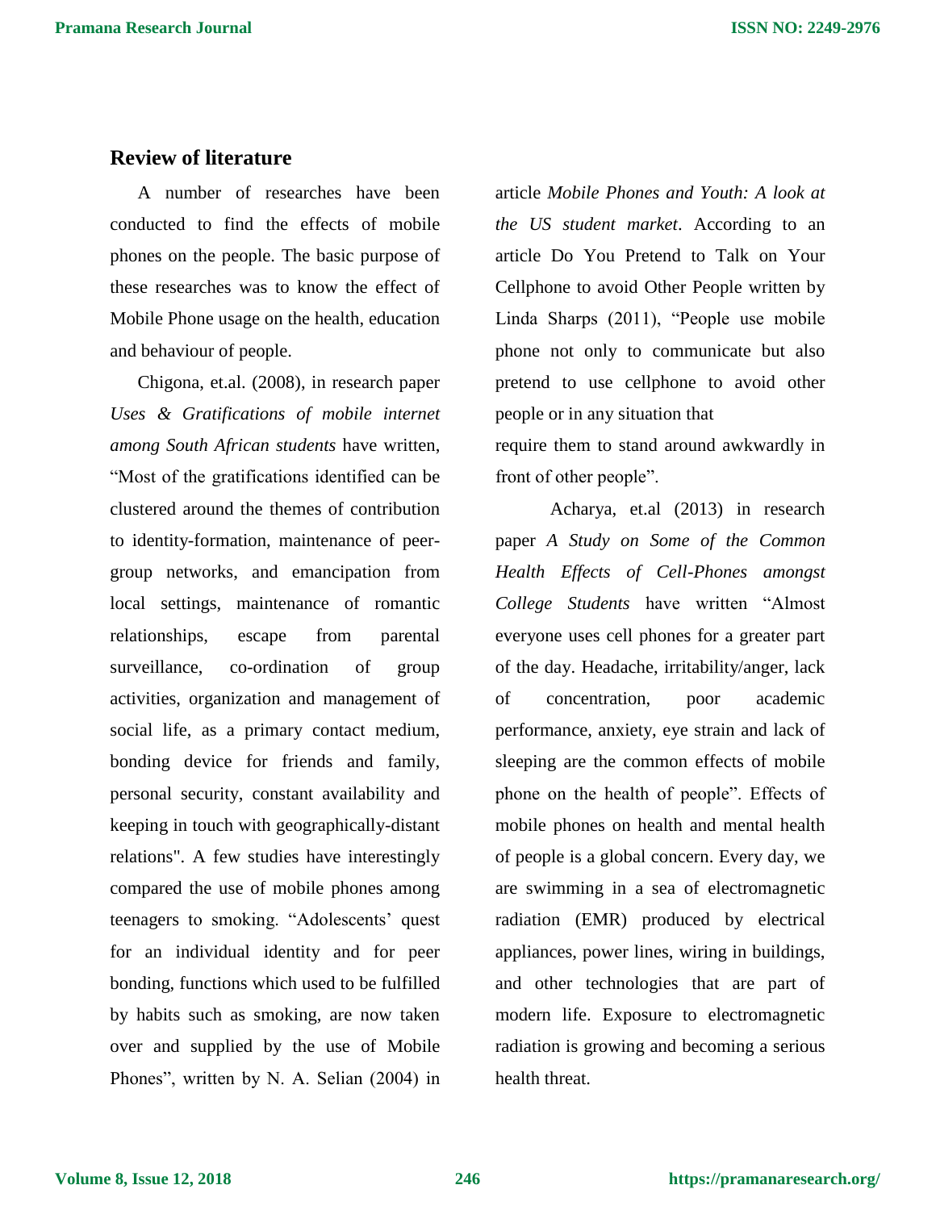## Review of literature

A number of researches have been conducted to find the effects of mobile phones on the people. The basic purpose of these researches was to know the effect of Mobile Phone usage on the health, education and behaviour of people.

Chigona, et.al. (2008), in research paper *Uses & Gratifications of mobile internet among South African students* have written, “Most of the gratifications identified can be clustered around the themes of contribution to identity-formation, maintenance of peer-group networks, and emancipation from local settings, maintenance of romantic relationships, escape from parental surveillance, co-ordination of group activities, organization and management of social life, as a primary contact medium, bonding device for friends and family, personal security, constant availability and keeping in touch with geographically-distant relations". A few studies have interestingly compared the use of mobile phones among teenagers to smoking. “Adolescents’ quest for an individual identity and for peer bonding, functions which used to be fulfilled by habits such as smoking, are now taken over and supplied by the use of Mobile Phones”, written by N. A. Selian (2004) in article *Mobile Phones and Youth: A look at the US student market*. According to an article Do You Pretend to Talk on Your Cellphone to avoid Other People written by Linda Sharps (2011), “People use mobile phone not only to communicate but also pretend to use cellphone to avoid other people or in any situation that require them to stand around awkwardly in front of other people”.

Acharya, et.al (2013) in research paper *A Study on Some of the Common Health Effects of Cell-Phones amongst College Students* have written “Almost everyone uses cell phones for a greater part of the day. Headache, irritability/anger, lack of concentration, poor academic performance, anxiety, eye strain and lack of sleeping are the common effects of mobile phone on the health of people”. Effects of mobile phones on health and mental health of people is a global concern. Every day, we are swimming in a sea of electromagnetic radiation (EMR) produced by electrical appliances, power lines, wiring in buildings, and other technologies that are part of modern life. Exposure to electromagnetic radiation is growing and becoming a serious health threat.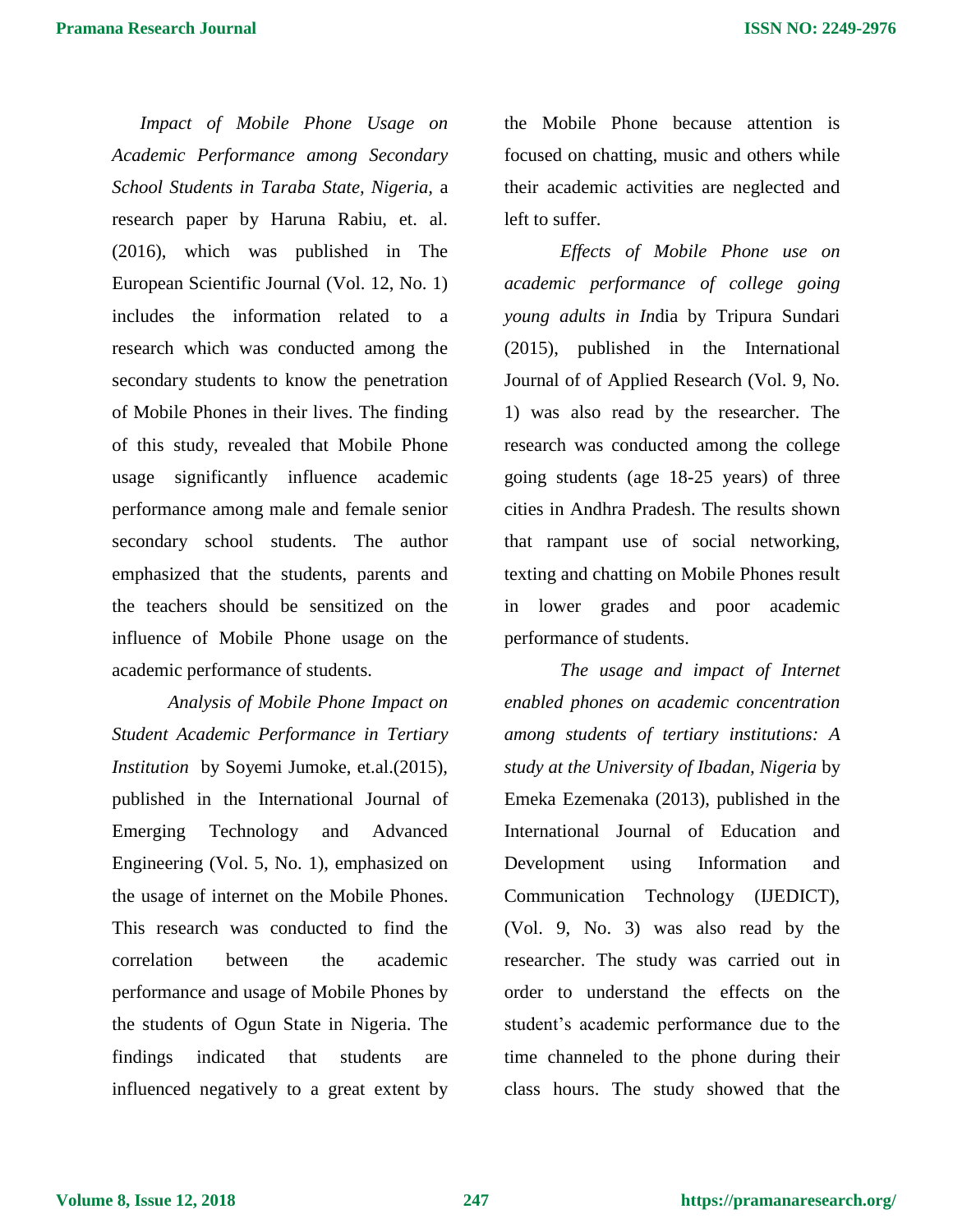*Impact of Mobile Phone Usage on Academic Performance among Secondary School Students in Taraba State, Nigeria*, a research paper by Haruna Rabiu, et. al. (2016), which was published in The European Scientific Journal (Vol. 12, No. 1) includes the information related to a research which was conducted among the secondary students to know the penetration of Mobile Phones in their lives. The finding of this study, revealed that Mobile Phone usage significantly influence academic performance among male and female senior secondary school students. The author emphasized that the students, parents and the teachers should be sensitized on the influence of Mobile Phone usage on the academic performance of students.

*Analysis of Mobile Phone Impact on Student Academic Performance in Tertiary Institution* by Soyemi Jumoke, et.al.(2015), published in the International Journal of Emerging Technology and Advanced Engineering (Vol. 5, No. 1), emphasized on the usage of internet on the Mobile Phones. This research was conducted to find the correlation between the academic performance and usage of Mobile Phones by the students of Ogun State in Nigeria. The findings indicated that students are influenced negatively to a great extent by the Mobile Phone because attention is focused on chatting, music and others while their academic activities are neglected and left to suffer.

*Effects of Mobile Phone use on academic performance of college going young adults in In*dia by Tripura Sundari (2015), published in the International Journal of of Applied Research (Vol. 9, No. 1) was also read by the researcher. The research was conducted among the college going students (age 18-25 years) of three cities in Andhra Pradesh. The results shown that rampant use of social networking, texting and chatting on Mobile Phones result in lower grades and poor academic performance of students.

*The usage and impact of Internet enabled phones on academic concentration among students of tertiary institutions: A study at the University of Ibadan, Nigeria* by Emeka Ezemenaka (2013), published in the International Journal of Education and Development using Information and Communication Technology (IJEDICT), (Vol. 9, No. 3) was also read by the researcher. The study was carried out in order to understand the effects on the student's academic performance due to the time channeled to the phone during their class hours. The study showed that the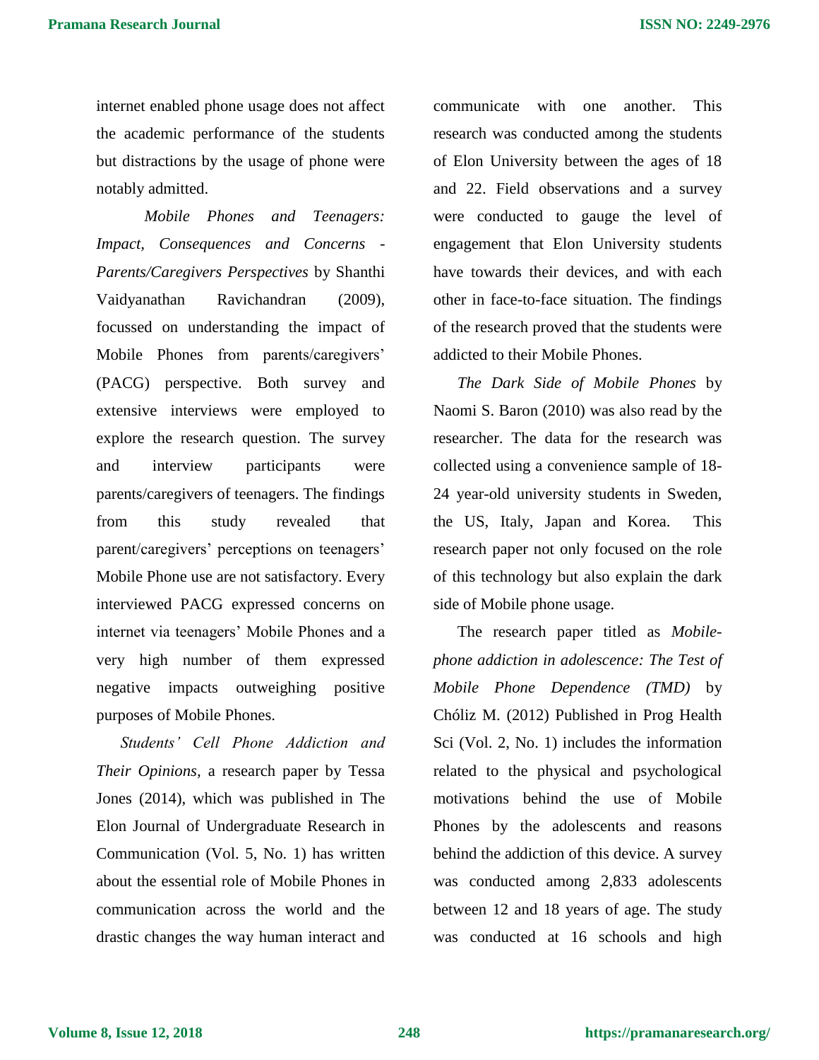internet enabled phone usage does not affect the academic performance of the students but distractions by the usage of phone were notably admitted.

*Mobile Phones and Teenagers: Impact, Consequences and Concerns - Parents/Caregivers Perspectives* by Shanthi Vaidyanathan Ravichandran (2009), focussed on understanding the impact of Mobile Phones from parents/caregivers' (PACG) perspective. Both survey and extensive interviews were employed to explore the research question. The survey and interview participants were parents/caregivers of teenagers. The findings from this study revealed that parent/caregivers' perceptions on teenagers' Mobile Phone use are not satisfactory. Every interviewed PACG expressed concerns on internet via teenagers' Mobile Phones and a very high number of them expressed negative impacts outweighing positive purposes of Mobile Phones.

*Students' Cell Phone Addiction and Their Opinions*, a research paper by Tessa Jones (2014), which was published in The Elon Journal of Undergraduate Research in Communication (Vol. 5, No. 1) has written about the essential role of Mobile Phones in communication across the world and the drastic changes the way human interact and communicate with one another. This research was conducted among the students of Elon University between the ages of 18 and 22. Field observations and a survey were conducted to gauge the level of engagement that Elon University students have towards their devices, and with each other in face-to-face situation. The findings of the research proved that the students were addicted to their Mobile Phones.

*The Dark Side of Mobile Phones* by Naomi S. Baron (2010) was also read by the researcher. The data for the research was collected using a convenience sample of 18-24 year-old university students in Sweden, the US, Italy, Japan and Korea. This research paper not only focused on the role of this technology but also explain the dark side of Mobile phone usage.

The research paper titled as *Mobile-phone addiction in adolescence: The Test of Mobile Phone Dependence (TMD)* by Chóliz M. (2012) Published in Prog Health Sci (Vol. 2, No. 1) includes the information related to the physical and psychological motivations behind the use of Mobile Phones by the adolescents and reasons behind the addiction of this device. A survey was conducted among 2,833 adolescents between 12 and 18 years of age. The study was conducted at 16 schools and high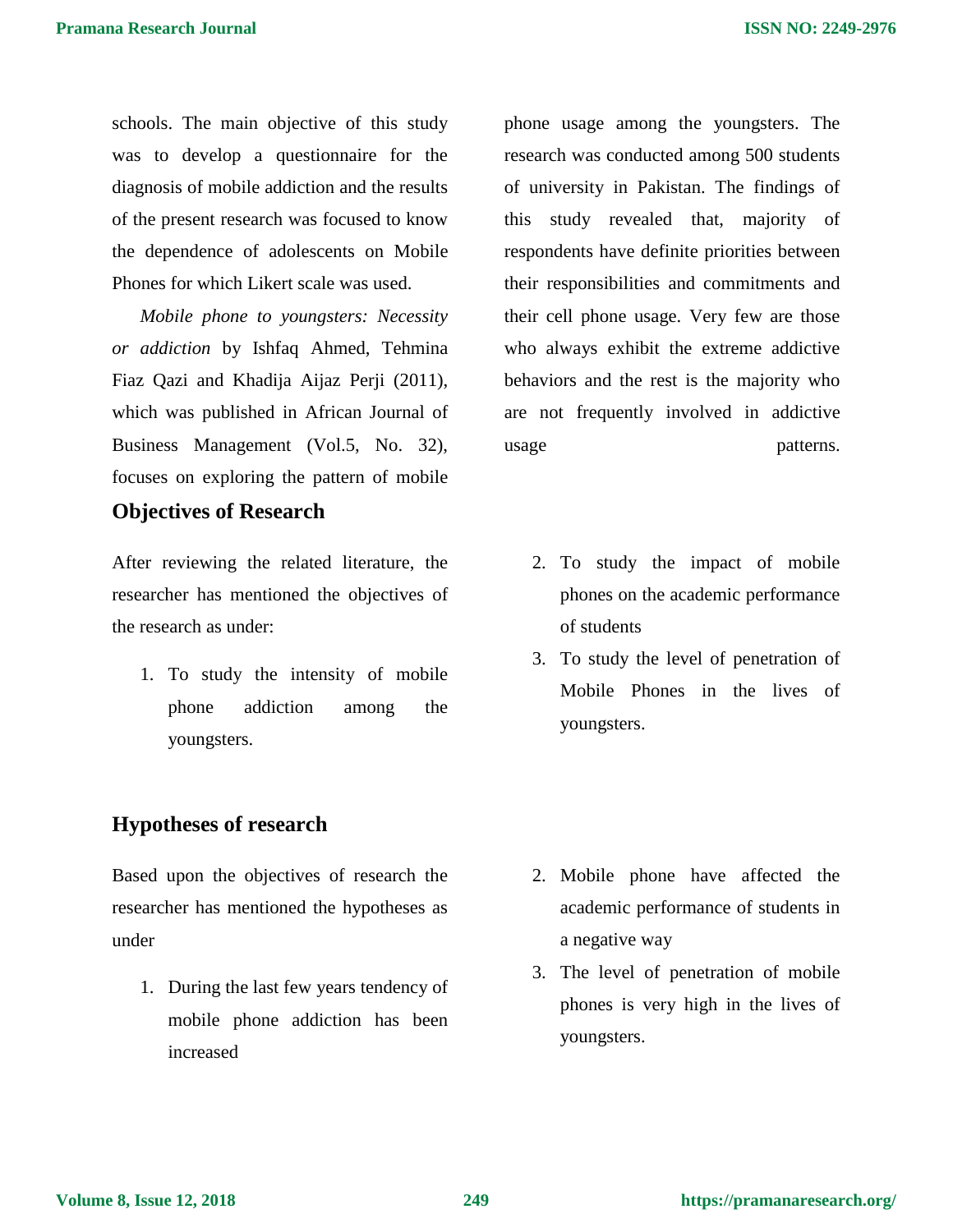schools. The main objective of this study was to develop a questionnaire for the diagnosis of mobile addiction and the results of the present research was focused to know the dependence of adolescents on Mobile Phones for which Likert scale was used.

*Mobile phone to youngsters: Necessity or addiction* by Ishfaq Ahmed, Tehmina Fiaz Qazi and Khadija Aijaz Perji (2011), which was published in African Journal of Business Management (Vol.5, No. 32), focuses on exploring the pattern of mobile phone usage among the youngsters. The research was conducted among 500 students of university in Pakistan. The findings of this study revealed that, majority of respondents have definite priorities between their responsibilities and commitments and their cell phone usage. Very few are those who always exhibit the extreme addictive behaviors and the rest is the majority who are not frequently involved in addictive usage patterns.

## Objectives of Research

After reviewing the related literature, the researcher has mentioned the objectives of the research as under:

1. To study the intensity of mobile phone addiction among the youngsters.
2. To study the impact of mobile phones on the academic performance of students
3. To study the level of penetration of Mobile Phones in the lives of youngsters.

## Hypotheses of research

Based upon the objectives of research the researcher has mentioned the hypotheses as under

1. During the last few years tendency of mobile phone addiction has been increased
2. Mobile phone have affected the academic performance of students in a negative way
3. The level of penetration of mobile phones is very high in the lives of youngsters.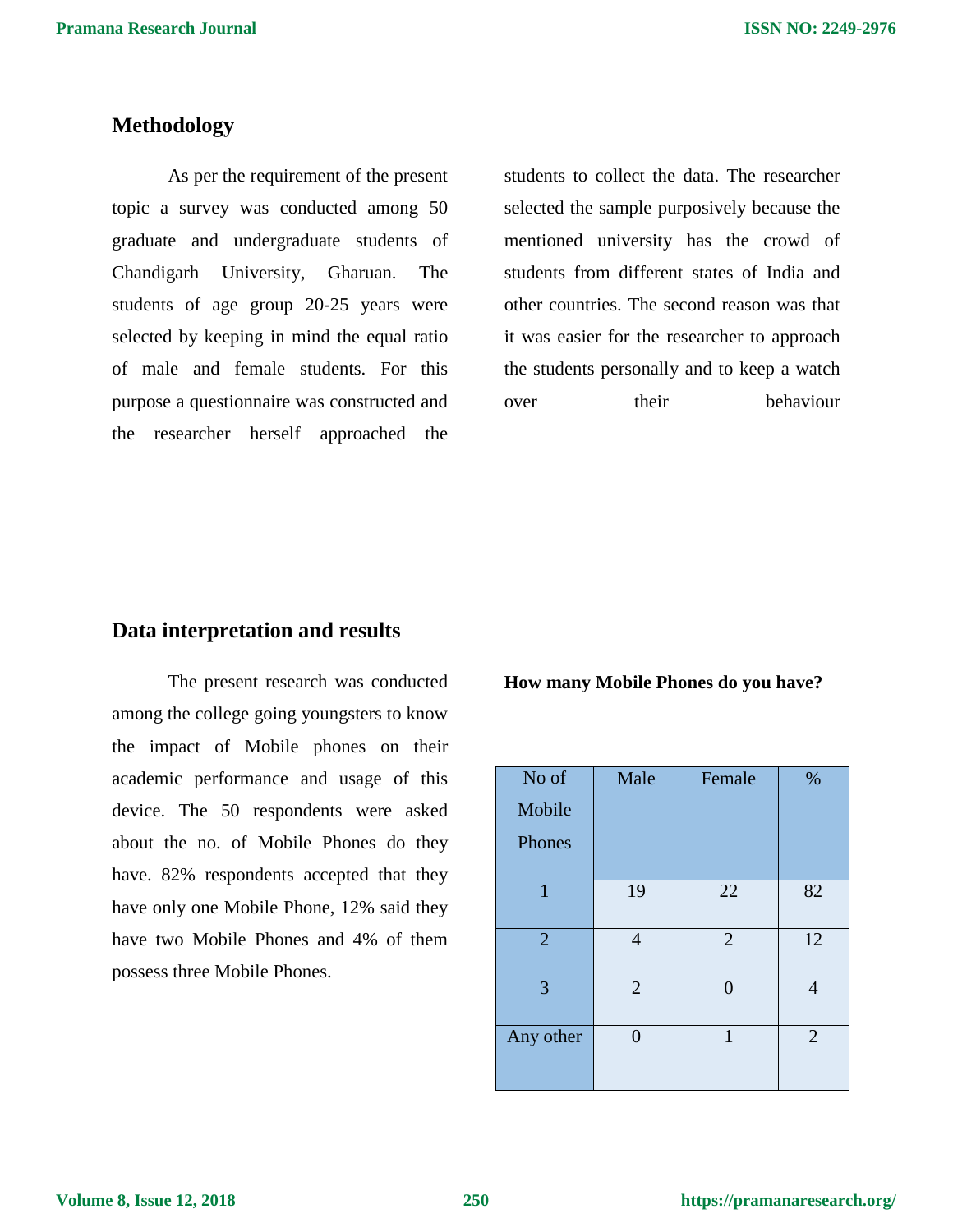## Methodology

As per the requirement of the present topic a survey was conducted among 50 graduate and undergraduate students of Chandigarh University, Gharuan. The students of age group 20-25 years were selected by keeping in mind the equal ratio of male and female students. For this purpose a questionnaire was constructed and the researcher herself approached the students to collect the data. The researcher selected the sample purposively because the mentioned university has the crowd of students from different states of India and other countries. The second reason was that it was easier for the researcher to approach the students personally and to keep a watch over their behaviour

## Data interpretation and results

The present research was conducted among the college going youngsters to know the impact of Mobile phones on their academic performance and usage of this device. The 50 respondents were asked about the no. of Mobile Phones do they have. 82% respondents accepted that they have only one Mobile Phone, 12% said they have two Mobile Phones and 4% of them possess three Mobile Phones.

**How many Mobile Phones do you have?**

| No of Mobile Phones | Male | Female | % |
|---|---|---|---|
| 1 | 19 | 22 | 82 |
| 2 | 4 | 2 | 12 |
| 3 | 2 | 0 | 4 |
| Any other | 0 | 1 | 2 |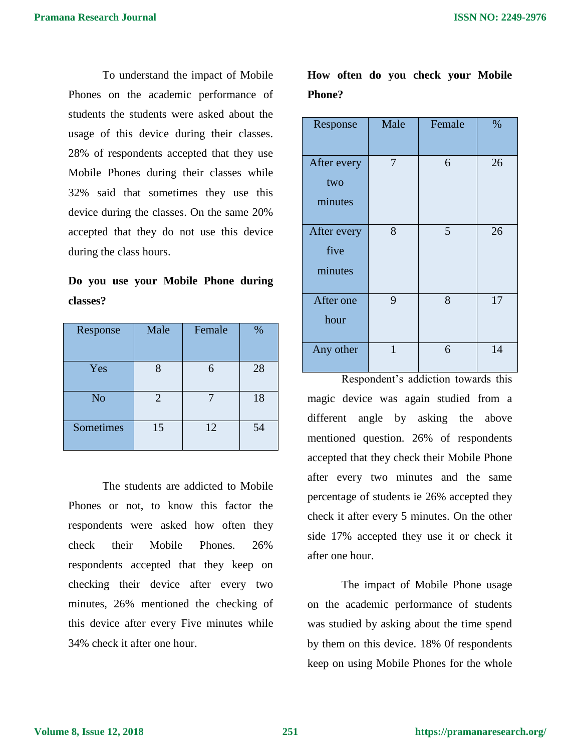To understand the impact of Mobile Phones on the academic performance of students the students were asked about the usage of this device during their classes. 28% of respondents accepted that they use Mobile Phones during their classes while 32% said that sometimes they use this device during the classes. On the same 20% accepted that they do not use this device during the class hours.

**Do you use your Mobile Phone during classes?**

| Response | Male | Female | % |
|---|---|---|---|
| Yes | 8 | 6 | 28 |
| No | 2 | 7 | 18 |
| Sometimes | 15 | 12 | 54 |

The students are addicted to Mobile Phones or not, to know this factor the respondents were asked how often they check their Mobile Phones. 26% respondents accepted that they keep on checking their device after every two minutes, 26% mentioned the checking of this device after every Five minutes while 34% check it after one hour.

**How often do you check your Mobile Phone?**

| Response | Male | Female | % |
|---|---|---|---|
| After every two minutes | 7 | 6 | 26 |
| After every five minutes | 8 | 5 | 26 |
| After one hour | 9 | 8 | 17 |
| Any other | 1 | 6 | 14 |

Respondent's addiction towards this magic device was again studied from a different angle by asking the above mentioned question. 26% of respondents accepted that they check their Mobile Phone after every two minutes and the same percentage of students ie 26% accepted they check it after every 5 minutes. On the other side 17% accepted they use it or check it after one hour.

The impact of Mobile Phone usage on the academic performance of students was studied by asking about the time spend by them on this device. 18% 0f respondents keep on using Mobile Phones for the whole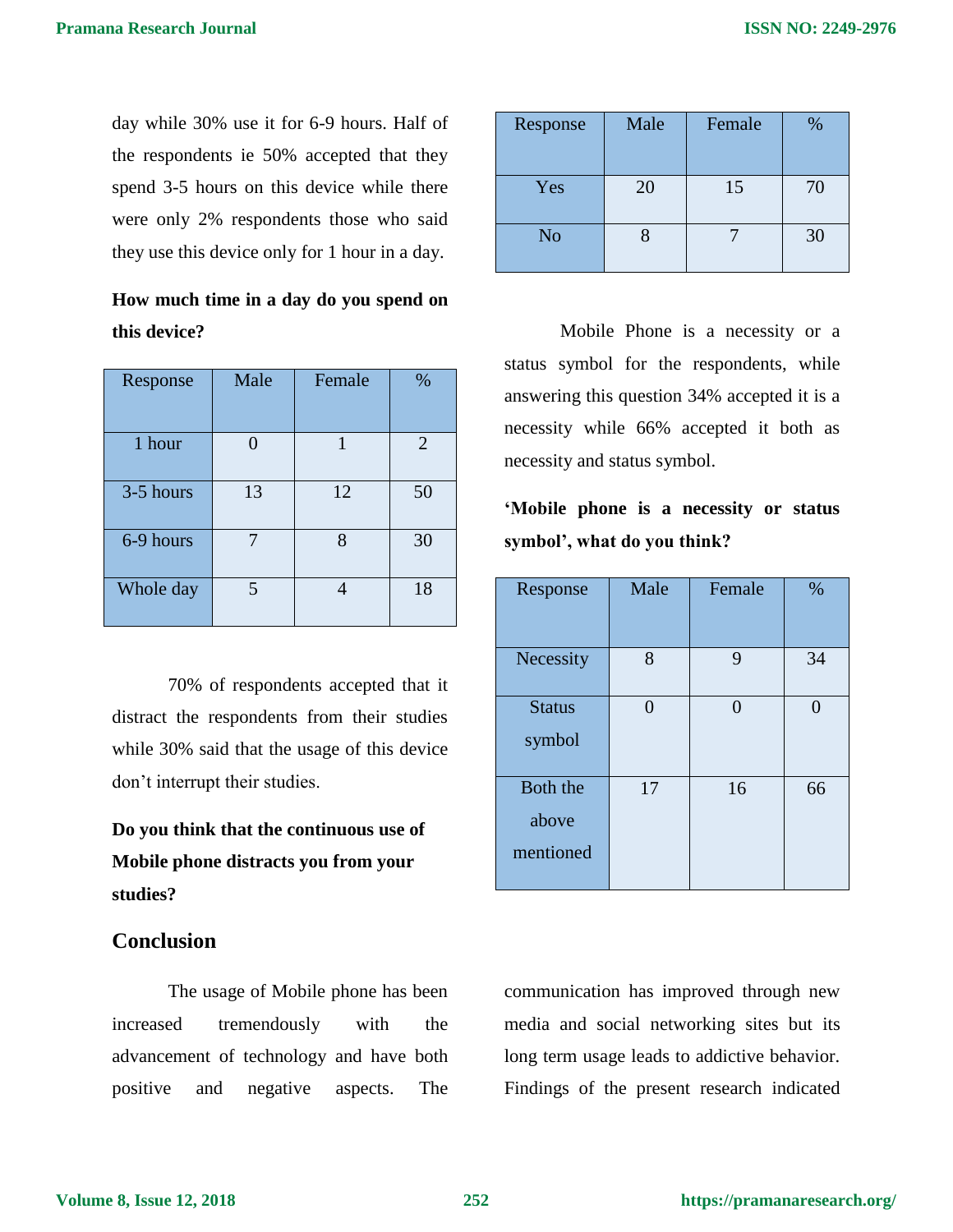day while 30% use it for 6-9 hours. Half of the respondents ie 50% accepted that they spend 3-5 hours on this device while there were only 2% respondents those who said they use this device only for 1 hour in a day.

**How much time in a day do you spend on this device?**

| Response | Male | Female | % |
|---|---|---|---|
| 1 hour | 0 | 1 | 2 |
| 3-5 hours | 13 | 12 | 50 |
| 6-9 hours | 7 | 8 | 30 |
| Whole day | 5 | 4 | 18 |

70% of respondents accepted that it distract the respondents from their studies while 30% said that the usage of this device don't interrupt their studies.

**Do you think that the continuous use of Mobile phone distracts you from your studies?**

| Response | Male | Female | % |
|---|---|---|---|
| Yes | 20 | 15 | 70 |
| No | 8 | 7 | 30 |

Mobile Phone is a necessity or a status symbol for the respondents, while answering this question 34% accepted it is a necessity while 66% accepted it both as necessity and status symbol.

**'Mobile phone is a necessity or status symbol', what do you think?**

| Response | Male | Female | % |
|---|---|---|---|
| Necessity | 8 | 9 | 34 |
| Status symbol | 0 | 0 | 0 |
| Both the above mentioned | 17 | 16 | 66 |

## Conclusion

The usage of Mobile phone has been increased tremendously with the advancement of technology and have both positive and negative aspects. The communication has improved through new media and social networking sites but its long term usage leads to addictive behavior. Findings of the present research indicated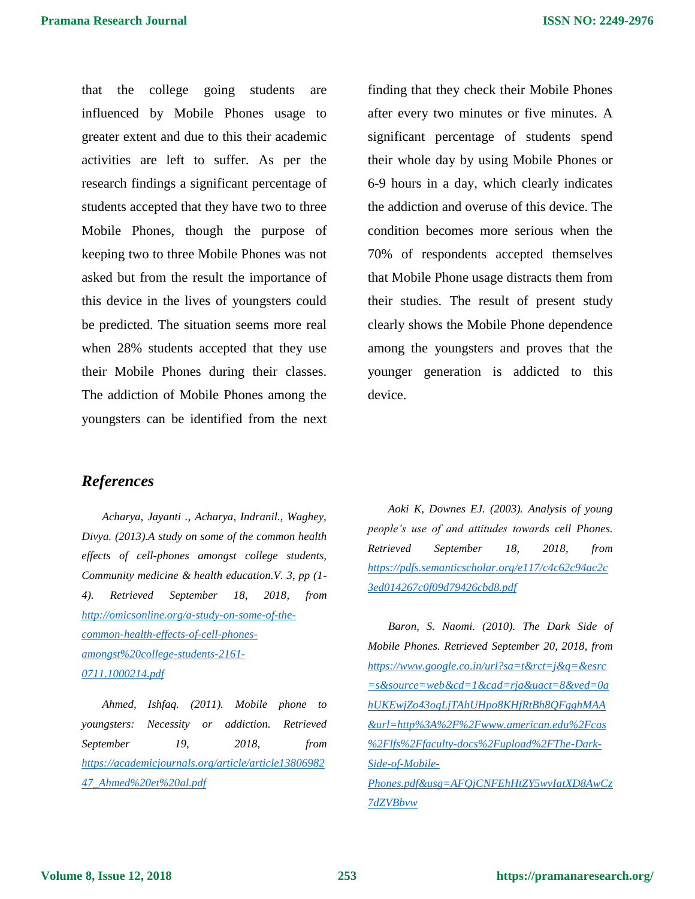that the college going students are influenced by Mobile Phones usage to greater extent and due to this their academic activities are left to suffer. As per the research findings a significant percentage of students accepted that they have two to three Mobile Phones, though the purpose of keeping two to three Mobile Phones was not asked but from the result the importance of this device in the lives of youngsters could be predicted. The situation seems more real when 28% students accepted that they use their Mobile Phones during their classes. The addiction of Mobile Phones among the youngsters can be identified from the next finding that they check their Mobile Phones after every two minutes or five minutes. A significant percentage of students spend their whole day by using Mobile Phones or 6-9 hours in a day, which clearly indicates the addiction and overuse of this device. The condition becomes more serious when the 70% of respondents accepted themselves that Mobile Phone usage distracts them from their studies. The result of present study clearly shows the Mobile Phone dependence among the youngsters and proves that the younger generation is addicted to this device.

## *References*

*Acharya, Jayanti ., Acharya, Indranil., Waghey, Divya. (2013).A study on some of the common health effects of cell-phones amongst college students, Community medicine & health education.V. 3, pp (1-4). Retrieved September 18, 2018, from [http://omicsonline.org/a-study-on-some-of-the-common-health-effects-of-cell-phones-amongst%20college-students-2161-0711.1000214.pdf](http://omicsonline.org/a-study-on-some-of-the-common-health-effects-of-cell-phones-amongst%20college-students-2161-0711.1000214.pdf)*

*Ahmed, Ishfaq. (2011). Mobile phone to youngsters: Necessity or addiction. Retrieved September 19, 2018, from [https://academicjournals.org/article/article1380698247_Ahmed%20et%20al.pdf](https://academicjournals.org/article/article1380698247_Ahmed%20et%20al.pdf)*

*Aoki K, Downes EJ. (2003). Analysis of young people's use of and attitudes towards cell Phones. Retrieved September 18, 2018, from [https://pdfs.semanticscholar.org/e117/c4c62c94ac2c3ed014267c0f09d79426cbd8.pdf](https://pdfs.semanticscholar.org/e117/c4c62c94ac2c3ed014267c0f09d79426cbd8.pdf)*

*Baron, S. Naomi. (2010). The Dark Side of Mobile Phones. Retrieved September 20, 2018, from [https://www.google.co.in/url?sa=t&rct=j&q=&esrc=s&source=web&cd=1&cad=rja&uact=8&ved=0ahUKEwjZo43ogLjTAhUHpo8KHfRtBh8QFgghMAA&url=http%3A%2F%2Fwww.american.edu%2Fcas%2Flfs%2Ffaculty-docs%2Fupload%2FThe-Dark-Side-of-Mobile-Phones.pdf&usg=AFQjCNFEhHtZY5wvIatXD8AwCz7dZVBbvw](https://www.google.co.in/url?sa=t&rct=j&q=&esrc=s&source=web&cd=1&cad=rja&uact=8&ved=0ahUKEwjZo43ogLjTAhUHpo8KHfRtBh8QFgghMAA&url=http%3A%2F%2Fwww.american.edu%2Fcas%2Flfs%2Ffaculty-docs%2Fupload%2FThe-Dark-Side-of-Mobile-Phones.pdf&usg=AFQjCNFEhHtZY5wvIatXD8AwCz7dZVBbvw)*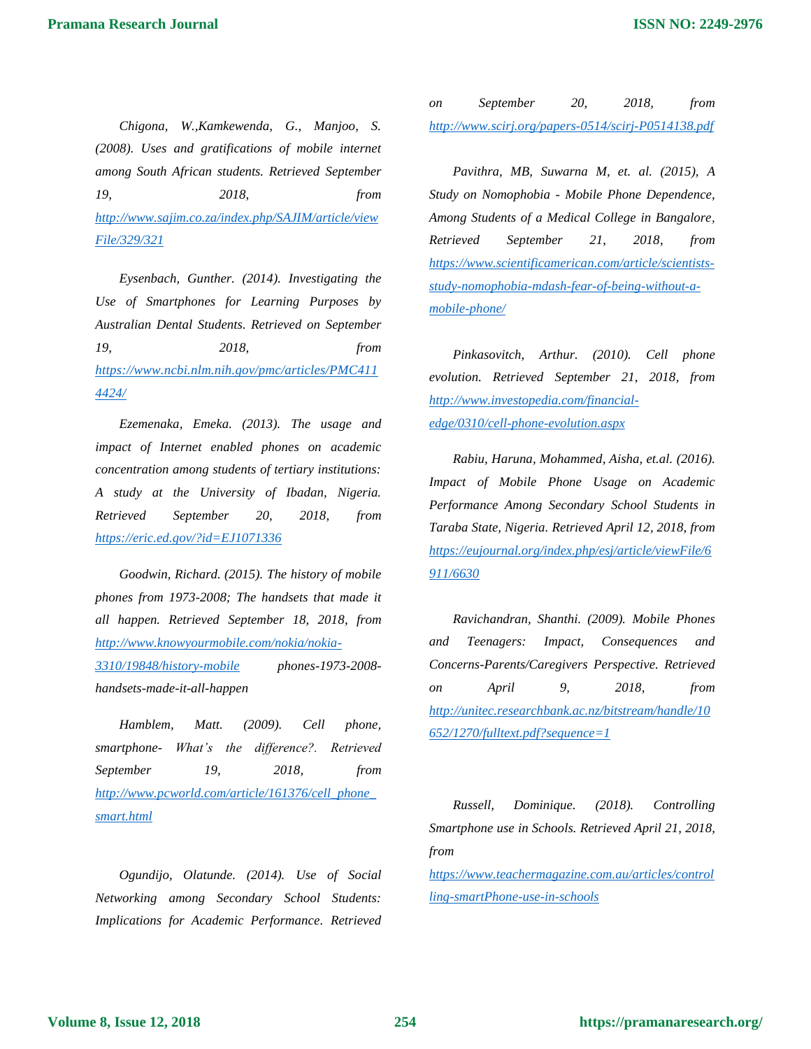*Chigona, W.,Kamkewenda, G., Manjoo, S. (2008). Uses and gratifications of mobile internet among South African students. Retrieved September 19, 2018, from [http://www.sajim.co.za/index.php/SAJIM/article/viewFile/329/321](http://www.sajim.co.za/index.php/SAJIM/article/viewFile/329/321)*

*Eysenbach, Gunther. (2014). Investigating the Use of Smartphones for Learning Purposes by Australian Dental Students. Retrieved on September 19, 2018, from [https://www.ncbi.nlm.nih.gov/pmc/articles/PMC4114424/](https://www.ncbi.nlm.nih.gov/pmc/articles/PMC4114424/)*

*Ezemenaka, Emeka. (2013). The usage and impact of Internet enabled phones on academic concentration among students of tertiary institutions: A study at the University of Ibadan, Nigeria. Retrieved September 20, 2018, from [https://eric.ed.gov/?id=EJ1071336](https://eric.ed.gov/?id=EJ1071336)*

*Goodwin, Richard. (2015). The history of mobile phones from 1973-2008; The handsets that made it all happen. Retrieved September 18, 2018, from [http://www.knowyourmobile.com/nokia/nokia-3310/19848/history-mobile](http://www.knowyourmobile.com/nokia/nokia-3310/19848/history-mobile) phones-1973-2008-handsets-made-it-all-happen*

*Hamblem, Matt. (2009). Cell phone, smartphone- What's the difference?. Retrieved September 19, 2018, from [http://www.pcworld.com/article/161376/cell_phone_smart.html](http://www.pcworld.com/article/161376/cell_phone_smart.html)*

*Ogundijo, Olatunde. (2014). Use of Social Networking among Secondary School Students: Implications for Academic Performance. Retrieved on September 20, 2018, from [http://www.scirj.org/papers-0514/scirj-P0514138.pdf](http://www.scirj.org/papers-0514/scirj-P0514138.pdf)*

*Pavithra, MB, Suwarna M, et. al. (2015), A Study on Nomophobia - Mobile Phone Dependence, Among Students of a Medical College in Bangalore, Retrieved September 21, 2018, from [https://www.scientificamerican.com/article/scientists-study-nomophobia-mdash-fear-of-being-without-a-mobile-phone/](https://www.scientificamerican.com/article/scientists-study-nomophobia-mdash-fear-of-being-without-a-mobile-phone/)*

*Pinkasovitch, Arthur. (2010). Cell phone evolution. Retrieved September 21, 2018, from [http://www.investopedia.com/financial-edge/0310/cell-phone-evolution.aspx](http://www.investopedia.com/financial-edge/0310/cell-phone-evolution.aspx)*

*Rabiu, Haruna, Mohammed, Aisha, et.al. (2016). Impact of Mobile Phone Usage on Academic Performance Among Secondary School Students in Taraba State, Nigeria. Retrieved April 12, 2018, from [https://eujournal.org/index.php/esj/article/viewFile/6911/6630](https://eujournal.org/index.php/esj/article/viewFile/6911/6630)*

*Ravichandran, Shanthi. (2009). Mobile Phones and Teenagers: Impact, Consequences and Concerns-Parents/Caregivers Perspective. Retrieved on April 9, 2018, from [http://unitec.researchbank.ac.nz/bitstream/handle/10652/1270/fulltext.pdf?sequence=1](http://unitec.researchbank.ac.nz/bitstream/handle/10652/1270/fulltext.pdf?sequence=1)*

*Russell, Dominique. (2018). Controlling Smartphone use in Schools. Retrieved April 21, 2018, from [https://www.teachermagazine.com.au/articles/controlling-smartPhone-use-in-schools](https://www.teachermagazine.com.au/articles/controlling-smartPhone-use-in-schools)*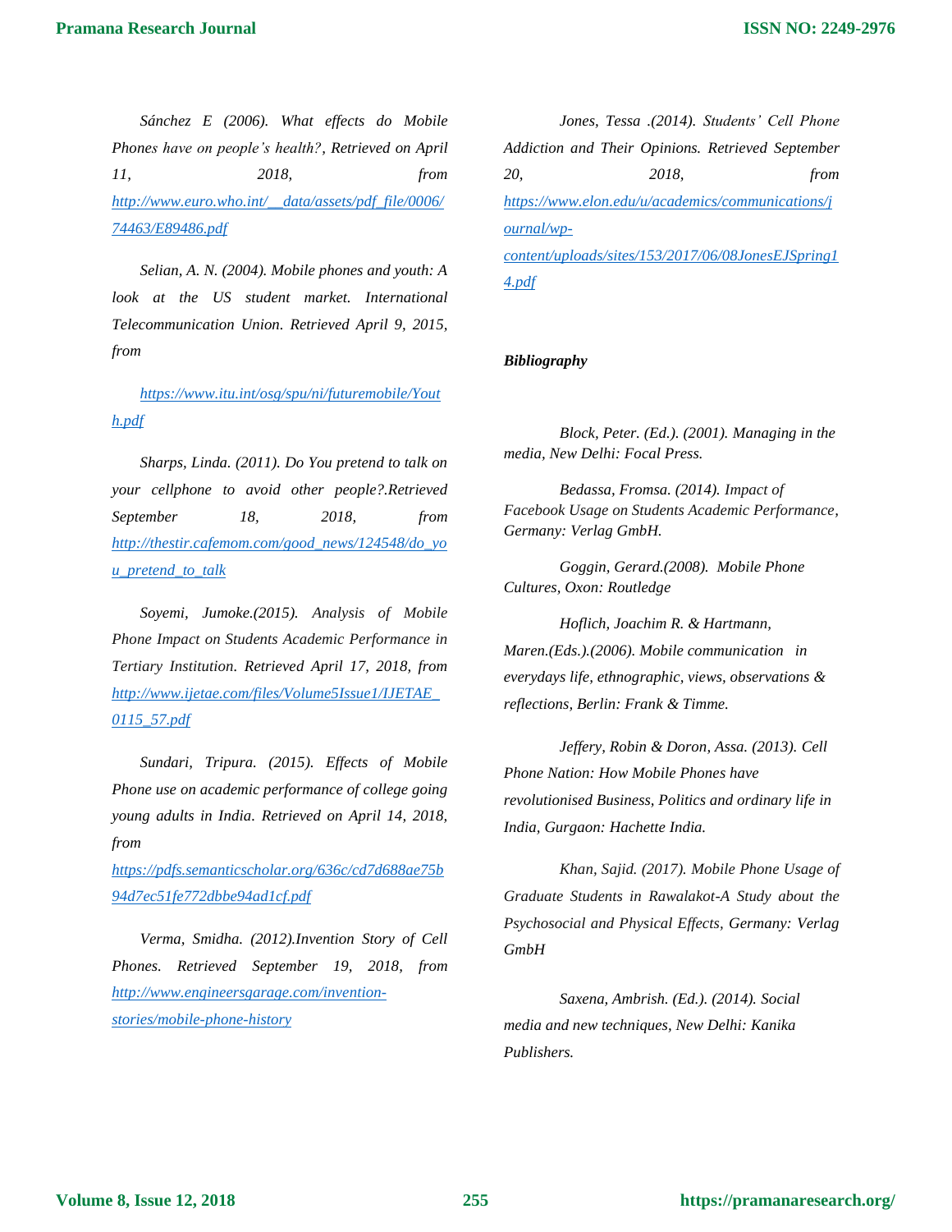*Sánchez E (2006). What effects do Mobile Phones have on people's health?, Retrieved on April 11, 2018, from* *http://www.euro.who.int/__data/assets/pdf_file/0006/74463/E89486.pdf*

*Selian, A. N. (2004). Mobile phones and youth: A look at the US student market. International Telecommunication Union. Retrieved April 9, 2015, from*

*https://www.itu.int/osg/spu/ni/futuremobile/Youth.pdf*

*Sharps, Linda. (2011). Do You pretend to talk on your cellphone to avoid other people?.Retrieved September 18, 2018, from* *http://thestir.cafemom.com/good_news/124548/do_you_pretend_to_talk*

*Soyemi, Jumoke.(2015). Analysis of Mobile Phone Impact on Students Academic Performance in Tertiary Institution. Retrieved April 17, 2018, from* *http://www.ijetae.com/files/Volume5Issue1/IJETAE_0115_57.pdf*

*Sundari, Tripura. (2015). Effects of Mobile Phone use on academic performance of college going young adults in India. Retrieved on April 14, 2018, from* *https://pdfs.semanticscholar.org/636c/cd7d688ae75b94d7ec51fe772dbbe94ad1cf.pdf*

*Verma, Smidha. (2012).Invention Story of Cell Phones. Retrieved September 19, 2018, from* *http://www.engineersgarage.com/invention-stories/mobile-phone-history*

*Jones, Tessa .(2014). Students' Cell Phone Addiction and Their Opinions. Retrieved September 20, 2018, from* *https://www.elon.edu/u/academics/communications/journal/wp-content/uploads/sites/153/2017/06/08JonesEJSpring14.pdf*

## *Bibliography*

*Block, Peter. (Ed.). (2001). Managing in the media, New Delhi: Focal Press.*

*Bedassa, Fromsa. (2014). Impact of Facebook Usage on Students Academic Performance, Germany: Verlag GmbH.*

*Goggin, Gerard.(2008). Mobile Phone Cultures, Oxon: Routledge*

*Hoflich, Joachim R. & Hartmann, Maren.(Eds.).(2006). Mobile communication in everydays life, ethnographic, views, observations & reflections, Berlin: Frank & Timme.*

*Jeffery, Robin & Doron, Assa. (2013). Cell Phone Nation: How Mobile Phones have revolutionised Business, Politics and ordinary life in India, Gurgaon: Hachette India.*

*Khan, Sajid. (2017). Mobile Phone Usage of Graduate Students in Rawalakot-A Study about the Psychosocial and Physical Effects, Germany: Verlag GmbH*

*Saxena, Ambrish. (Ed.). (2014). Social media and new techniques, New Delhi: Kanika Publishers.*